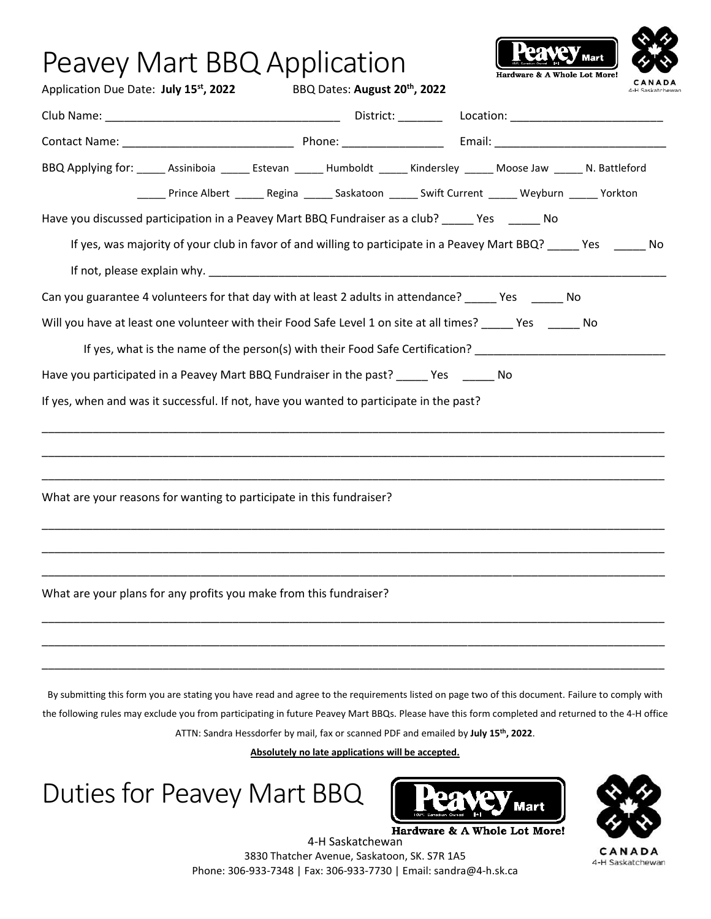# Peavey Mart BBQ Application

Application Due Date: **July 15th, 2022** BBQ Dates: **August 20th, 2022**

Club Name: ____________________________________ District: _______ Location: ________________________

Contact Name: __________________________ Phone: ________________ Email: ___________________________

BBQ Applying for: _____ Assiniboia _____ Estevan _____ Humboldt _____ Kindersley _____ Moose Jaw _____ N. Battleford

_____ Prince Albert _____ Regina _____ Saskatoon _____ Swift Current _____ Weyburn _____ Yorkton

Have you discussed participation in a Peavey Mart BBQ Fundraiser as a club? _____ Yes _____ No

If yes, was majority of your club in favor of and willing to participate in a Peavey Mart BBQ? _____ Yes _____ No

If not, please explain why. ___________________________________________________________________________

Can you guarantee 4 volunteers for that day with at least 2 adults in attendance? _____ Yes _____ No

Will you have at least one volunteer with their Food Safe Level 1 on site at all times? _____ Yes _____ No

If yes, what is the name of the person(s) with their Food Safe Certification? ______________________________

Have you participated in a Peavey Mart BBQ Fundraiser in the past? _____ Yes _____ No

If yes, when and was it successful. If not, have you wanted to participate in the past?

_____________________________________________________________________________________________

_____________________________________________________________________________________________

_____________________________________________________________________________________________

What are your reasons for wanting to participate in this fundraiser?

_____________________________________________________________________________________________

_____________________________________________________________________________________________

_____________________________________________________________________________________________

What are your plans for any profits you make from this fundraiser?

_____________________________________________________________________________________________

_____________________________________________________________________________________________

_____________________________________________________________________________________________

By submitting this form you are stating you have read and agree to the requirements listed on page two of this document. Failure to comply with the following rules may exclude you from participating in future Peavey Mart BBQs. Please have this form completed and returned to the 4-H office ATTN: Sandra Hessdorfer by mail, fax or scanned PDF and emailed by **July 15th, 2022**.

**Absolutely no late applications will be accepted.**

# Duties for Peavey Mart BBQ

4-H Saskatchewan
3830 Thatcher Avenue, Saskatoon, SK. S7R 1A5
Phone: 306-933-7348 | Fax: 306-933-7730 | Email: sandra@4-h.sk.ca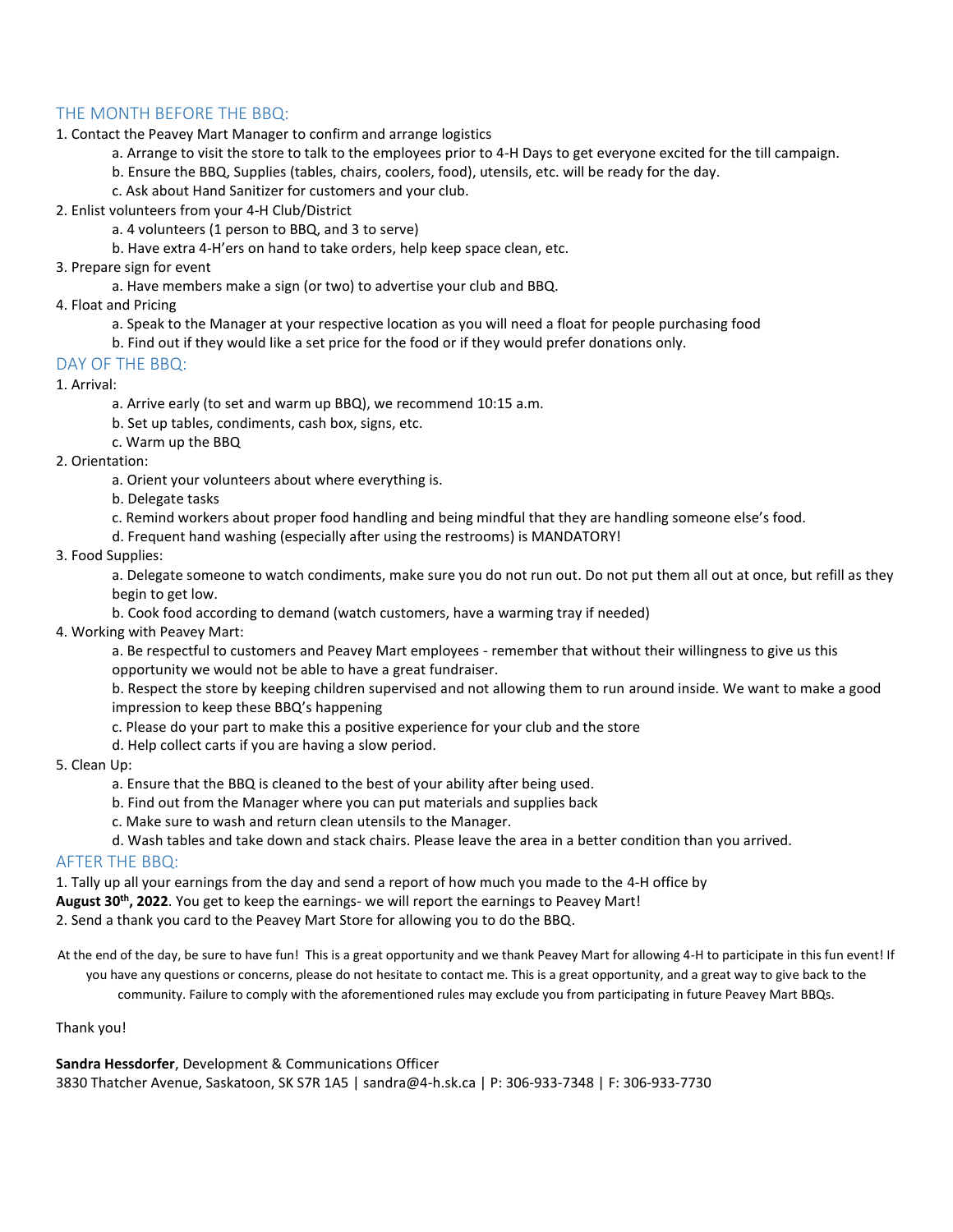## THE MONTH BEFORE THE BBQ:

1. Contact the Peavey Mart Manager to confirm and arrange logistics
   a. Arrange to visit the store to talk to the employees prior to 4-H Days to get everyone excited for the till campaign.
   b. Ensure the BBQ, Supplies (tables, chairs, coolers, food), utensils, etc. will be ready for the day.
   c. Ask about Hand Sanitizer for customers and your club.
2. Enlist volunteers from your 4-H Club/District
   a. 4 volunteers (1 person to BBQ, and 3 to serve)
   b. Have extra 4-H'ers on hand to take orders, help keep space clean, etc.
3. Prepare sign for event
   a. Have members make a sign (or two) to advertise your club and BBQ.
4. Float and Pricing
   a. Speak to the Manager at your respective location as you will need a float for people purchasing food
   b. Find out if they would like a set price for the food or if they would prefer donations only.

## DAY OF THE BBQ:

1. Arrival:
   a. Arrive early (to set and warm up BBQ), we recommend 10:15 a.m.
   b. Set up tables, condiments, cash box, signs, etc.
   c. Warm up the BBQ
2. Orientation:
   a. Orient your volunteers about where everything is.
   b. Delegate tasks
   c. Remind workers about proper food handling and being mindful that they are handling someone else's food.
   d. Frequent hand washing (especially after using the restrooms) is MANDATORY!
3. Food Supplies:
   a. Delegate someone to watch condiments, make sure you do not run out. Do not put them all out at once, but refill as they begin to get low.
   b. Cook food according to demand (watch customers, have a warming tray if needed)
4. Working with Peavey Mart:
   a. Be respectful to customers and Peavey Mart employees - remember that without their willingness to give us this opportunity we would not be able to have a great fundraiser.
   b. Respect the store by keeping children supervised and not allowing them to run around inside. We want to make a good impression to keep these BBQ's happening
   c. Please do your part to make this a positive experience for your club and the store
   d. Help collect carts if you are having a slow period.
5. Clean Up:
   a. Ensure that the BBQ is cleaned to the best of your ability after being used.
   b. Find out from the Manager where you can put materials and supplies back
   c. Make sure to wash and return clean utensils to the Manager.
   d. Wash tables and take down and stack chairs. Please leave the area in a better condition than you arrived.

## AFTER THE BBQ:

1. Tally up all your earnings from the day and send a report of how much you made to the 4-H office by **August 30th, 2022**. You get to keep the earnings- we will report the earnings to Peavey Mart!
2. Send a thank you card to the Peavey Mart Store for allowing you to do the BBQ.

At the end of the day, be sure to have fun! This is a great opportunity and we thank Peavey Mart for allowing 4-H to participate in this fun event! If you have any questions or concerns, please do not hesitate to contact me. This is a great opportunity, and a great way to give back to the community. Failure to comply with the aforementioned rules may exclude you from participating in future Peavey Mart BBQs.

Thank you!

**Sandra Hessdorfer**, Development & Communications Officer
3830 Thatcher Avenue, Saskatoon, SK S7R 1A5 | sandra@4-h.sk.ca | P: 306-933-7348 | F: 306-933-7730